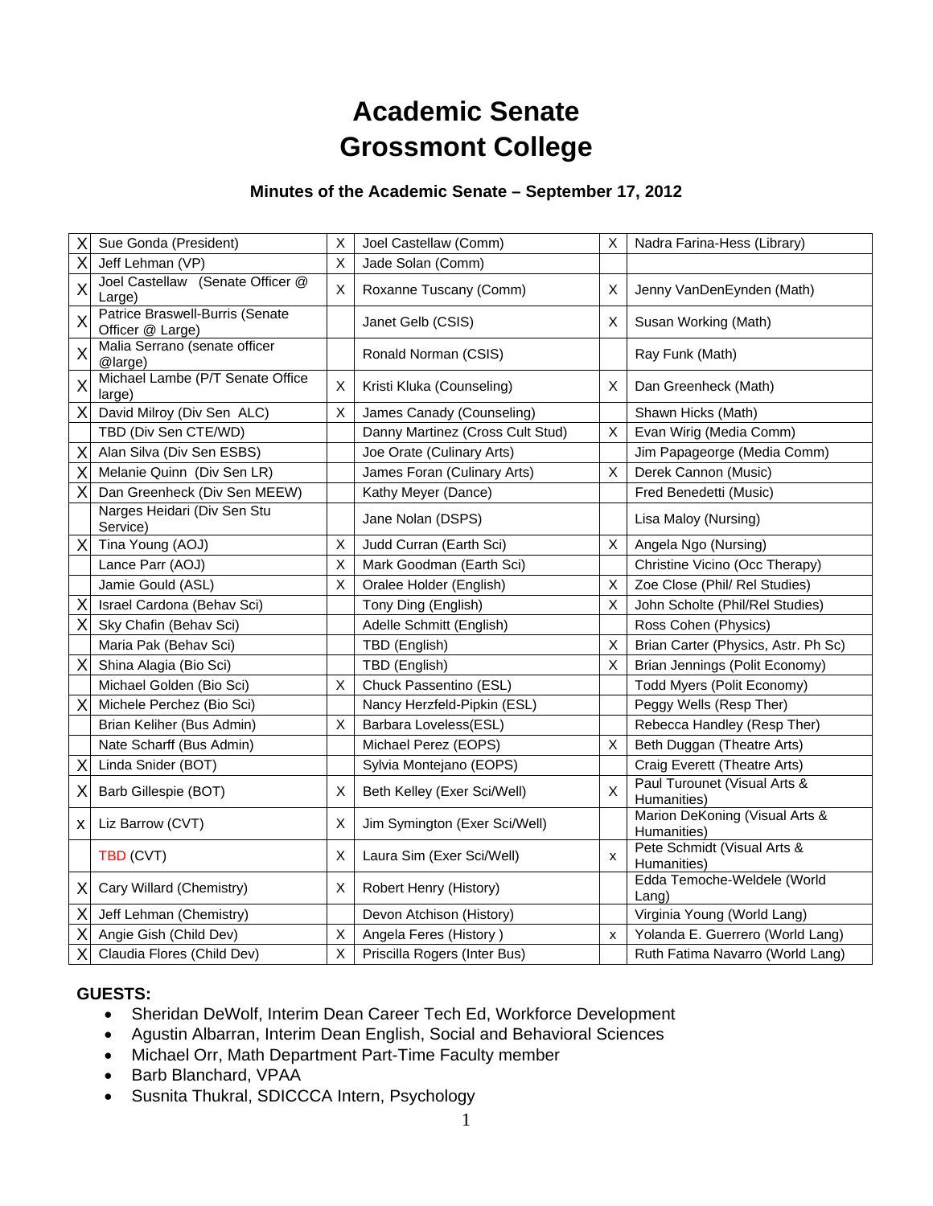# Academic Senate
# Grossmont College

### Minutes of the Academic Senate – September 17, 2012

| | | | | | |
|---|---|---|---|---|---|
| X | Sue Gonda (President) | X | Joel Castellaw (Comm) | X | Nadra Farina-Hess (Library) |
| X | Jeff Lehman (VP) | X | Jade Solan (Comm) | | |
| X | Joel Castellaw (Senate Officer @ Large) | X | Roxanne Tuscany (Comm) | X | Jenny VanDenEynden (Math) |
| X | Patrice Braswell-Burris (Senate Officer @ Large) | | Janet Gelb (CSIS) | X | Susan Working (Math) |
| X | Malia Serrano (senate officer @large) | | Ronald Norman (CSIS) | | Ray Funk (Math) |
| X | Michael Lambe (P/T Senate Office large) | X | Kristi Kluka (Counseling) | X | Dan Greenheck (Math) |
| X | David Milroy (Div Sen ALC) | X | James Canady (Counseling) | | Shawn Hicks (Math) |
| | TBD (Div Sen CTE/WD) | | Danny Martinez (Cross Cult Stud) | X | Evan Wirig (Media Comm) |
| X | Alan Silva (Div Sen ESBS) | | Joe Orate (Culinary Arts) | | Jim Papageorge (Media Comm) |
| X | Melanie Quinn (Div Sen LR) | | James Foran (Culinary Arts) | X | Derek Cannon (Music) |
| X | Dan Greenheck (Div Sen MEEW) | | Kathy Meyer (Dance) | | Fred Benedetti (Music) |
| | Narges Heidari (Div Sen Stu Service) | | Jane Nolan (DSPS) | | Lisa Maloy (Nursing) |
| X | Tina Young (AOJ) | X | Judd Curran (Earth Sci) | X | Angela Ngo (Nursing) |
| | Lance Parr (AOJ) | X | Mark Goodman (Earth Sci) | | Christine Vicino (Occ Therapy) |
| | Jamie Gould (ASL) | X | Oralee Holder (English) | X | Zoe Close (Phil/ Rel Studies) |
| X | Israel Cardona (Behav Sci) | | Tony Ding (English) | X | John Scholte (Phil/Rel Studies) |
| X | Sky Chafin (Behav Sci) | | Adelle Schmitt (English) | | Ross Cohen (Physics) |
| | Maria Pak (Behav Sci) | | TBD (English) | X | Brian Carter (Physics, Astr. Ph Sc) |
| X | Shina Alagia (Bio Sci) | | TBD (English) | X | Brian Jennings (Polit Economy) |
| | Michael Golden (Bio Sci) | X | Chuck Passentino (ESL) | | Todd Myers (Polit Economy) |
| X | Michele Perchez (Bio Sci) | | Nancy Herzfeld-Pipkin (ESL) | | Peggy Wells (Resp Ther) |
| | Brian Keliher (Bus Admin) | X | Barbara Loveless(ESL) | | Rebecca Handley (Resp Ther) |
| | Nate Scharff (Bus Admin) | | Michael Perez (EOPS) | X | Beth Duggan (Theatre Arts) |
| X | Linda Snider (BOT) | | Sylvia Montejano (EOPS) | | Craig Everett (Theatre Arts) |
| X | Barb Gillespie (BOT) | X | Beth Kelley (Exer Sci/Well) | X | Paul Turounet (Visual Arts & Humanities) |
| x | Liz Barrow (CVT) | X | Jim Symington (Exer Sci/Well) | | Marion DeKoning (Visual Arts & Humanities) |
| | TBD (CVT) | X | Laura Sim (Exer Sci/Well) | x | Pete Schmidt (Visual Arts & Humanities) |
| X | Cary Willard (Chemistry) | X | Robert Henry (History) | | Edda Temoche-Weldele (World Lang) |
| X | Jeff Lehman (Chemistry) | | Devon Atchison (History) | | Virginia Young (World Lang) |
| X | Angie Gish (Child Dev) | X | Angela Feres (History ) | x | Yolanda E. Guerrero (World Lang) |
| X | Claudia Flores (Child Dev) | X | Priscilla Rogers (Inter Bus) | | Ruth Fatima Navarro (World Lang) |

**GUESTS:**

- Sheridan DeWolf, Interim Dean Career Tech Ed, Workforce Development
- Agustin Albarran, Interim Dean English, Social and Behavioral Sciences
- Michael Orr, Math Department Part-Time Faculty member
- Barb Blanchard, VPAA
- Susnita Thukral, SDICCCA Intern, Psychology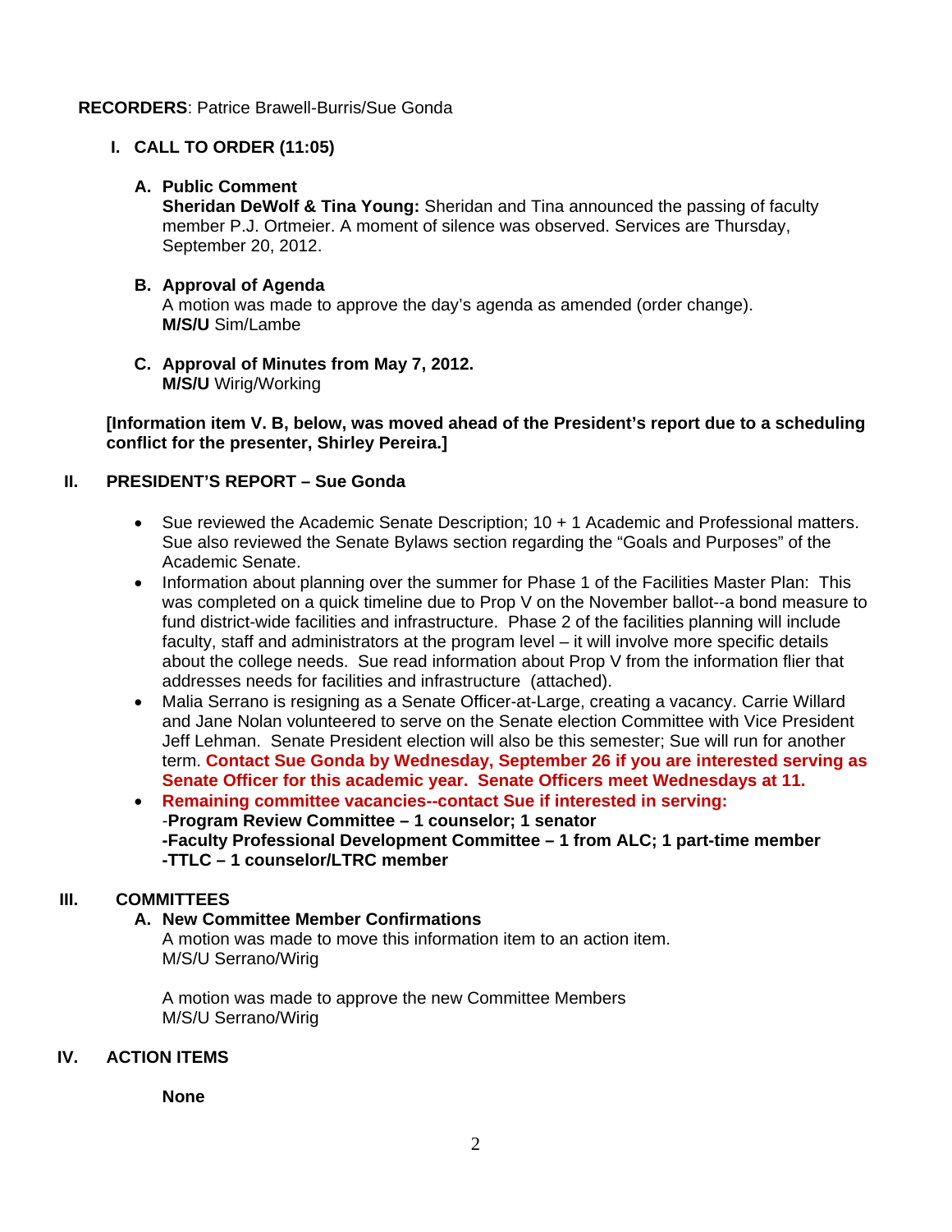**RECORDERS**: Patrice Brawell-Burris/Sue Gonda

## I. CALL TO ORDER (11:05)

### A. Public Comment

**Sheridan DeWolf & Tina Young:** Sheridan and Tina announced the passing of faculty member P.J. Ortmeier. A moment of silence was observed. Services are Thursday, September 20, 2012.

### B. Approval of Agenda

A motion was made to approve the day's agenda as amended (order change).
**M/S/U** Sim/Lambe

### C. Approval of Minutes from May 7, 2012.

**M/S/U** Wirig/Working

**[Information item V. B, below, was moved ahead of the President's report due to a scheduling conflict for the presenter, Shirley Pereira.]**

## II. PRESIDENT'S REPORT – Sue Gonda

- Sue reviewed the Academic Senate Description; 10 + 1 Academic and Professional matters. Sue also reviewed the Senate Bylaws section regarding the "Goals and Purposes" of the Academic Senate.
- Information about planning over the summer for Phase 1 of the Facilities Master Plan: This was completed on a quick timeline due to Prop V on the November ballot--a bond measure to fund district-wide facilities and infrastructure. Phase 2 of the facilities planning will include faculty, staff and administrators at the program level – it will involve more specific details about the college needs. Sue read information about Prop V from the information flier that addresses needs for facilities and infrastructure (attached).
- Malia Serrano is resigning as a Senate Officer-at-Large, creating a vacancy. Carrie Willard and Jane Nolan volunteered to serve on the Senate election Committee with Vice President Jeff Lehman. Senate President election will also be this semester; Sue will run for another term. **Contact Sue Gonda by Wednesday, September 26 if you are interested serving as Senate Officer for this academic year. Senate Officers meet Wednesdays at 11.**
- **Remaining committee vacancies--contact Sue if interested in serving:**
  -**Program Review Committee – 1 counselor; 1 senator**
  **-Faculty Professional Development Committee – 1 from ALC; 1 part-time member**
  **-TTLC – 1 counselor/LTRC member**

## III. COMMITTEES

### A. New Committee Member Confirmations

A motion was made to move this information item to an action item.
M/S/U Serrano/Wirig

A motion was made to approve the new Committee Members
M/S/U Serrano/Wirig

## IV. ACTION ITEMS

**None**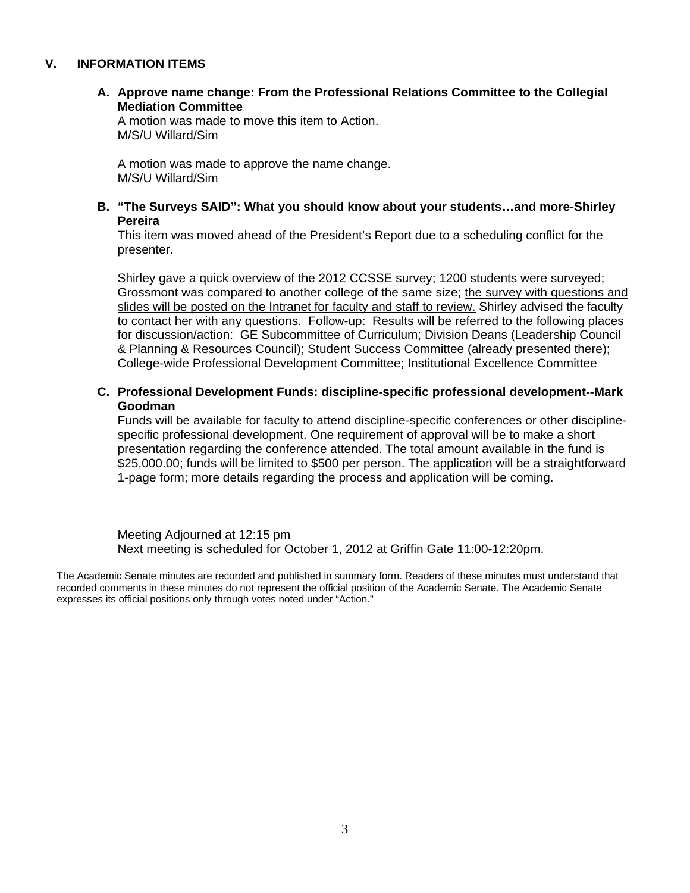## V. INFORMATION ITEMS

**A. Approve name change: From the Professional Relations Committee to the Collegial Mediation Committee**

A motion was made to move this item to Action.
M/S/U Willard/Sim

A motion was made to approve the name change.
M/S/U Willard/Sim

**B. "The Surveys SAID": What you should know about your students…and more-Shirley Pereira**

This item was moved ahead of the President's Report due to a scheduling conflict for the presenter.

Shirley gave a quick overview of the 2012 CCSSE survey; 1200 students were surveyed; Grossmont was compared to another college of the same size; <u>the survey with questions and slides will be posted on the Intranet for faculty and staff to review.</u> Shirley advised the faculty to contact her with any questions. Follow-up: Results will be referred to the following places for discussion/action: GE Subcommittee of Curriculum; Division Deans (Leadership Council & Planning & Resources Council); Student Success Committee (already presented there); College-wide Professional Development Committee; Institutional Excellence Committee

**C. Professional Development Funds: discipline-specific professional development--Mark Goodman**

Funds will be available for faculty to attend discipline-specific conferences or other discipline-specific professional development. One requirement of approval will be to make a short presentation regarding the conference attended. The total amount available in the fund is $25,000.00; funds will be limited to $500 per person. The application will be a straightforward 1-page form; more details regarding the process and application will be coming.

Meeting Adjourned at 12:15 pm
Next meeting is scheduled for October 1, 2012 at Griffin Gate 11:00-12:20pm.

The Academic Senate minutes are recorded and published in summary form. Readers of these minutes must understand that recorded comments in these minutes do not represent the official position of the Academic Senate. The Academic Senate expresses its official positions only through votes noted under "Action."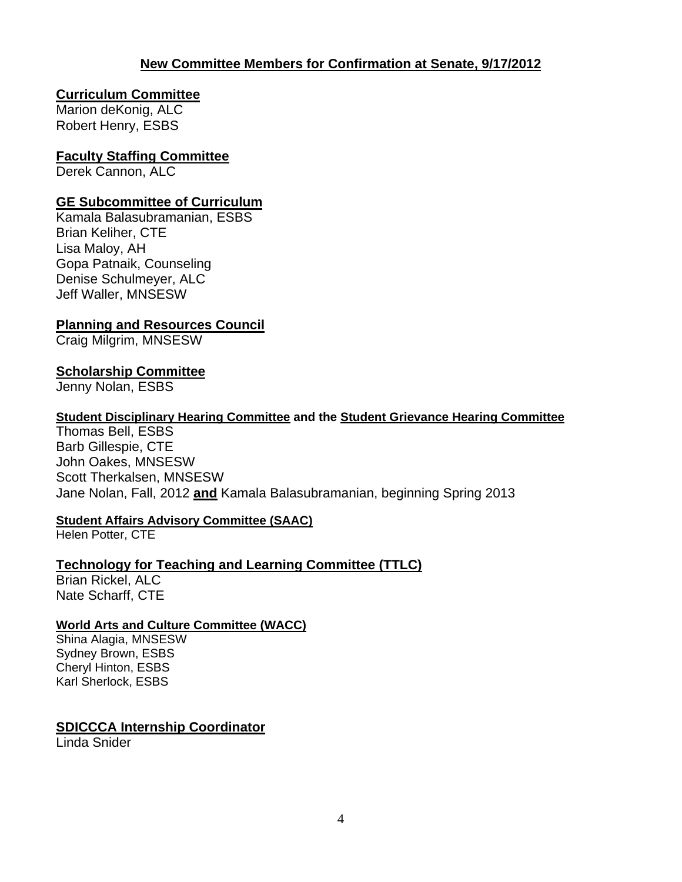## New Committee Members for Confirmation at Senate, 9/17/2012

### Curriculum Committee

Marion deKonig, ALC
Robert Henry, ESBS

### Faculty Staffing Committee

Derek Cannon, ALC

### GE Subcommittee of Curriculum

Kamala Balasubramanian, ESBS
Brian Keliher, CTE
Lisa Maloy, AH
Gopa Patnaik, Counseling
Denise Schulmeyer, ALC
Jeff Waller, MNSESW

### Planning and Resources Council

Craig Milgrim, MNSESW

### Scholarship Committee

Jenny Nolan, ESBS

### Student Disciplinary Hearing Committee and the Student Grievance Hearing Committee

Thomas Bell, ESBS
Barb Gillespie, CTE
John Oakes, MNSESW
Scott Therkalsen, MNSESW
Jane Nolan, Fall, 2012 **and** Kamala Balasubramanian, beginning Spring 2013

### Student Affairs Advisory Committee (SAAC)

Helen Potter, CTE

### Technology for Teaching and Learning Committee (TTLC)

Brian Rickel, ALC
Nate Scharff, CTE

### World Arts and Culture Committee (WACC)

Shina Alagia, MNSESW
Sydney Brown, ESBS
Cheryl Hinton, ESBS
Karl Sherlock, ESBS

### SDICCCA Internship Coordinator

Linda Snider